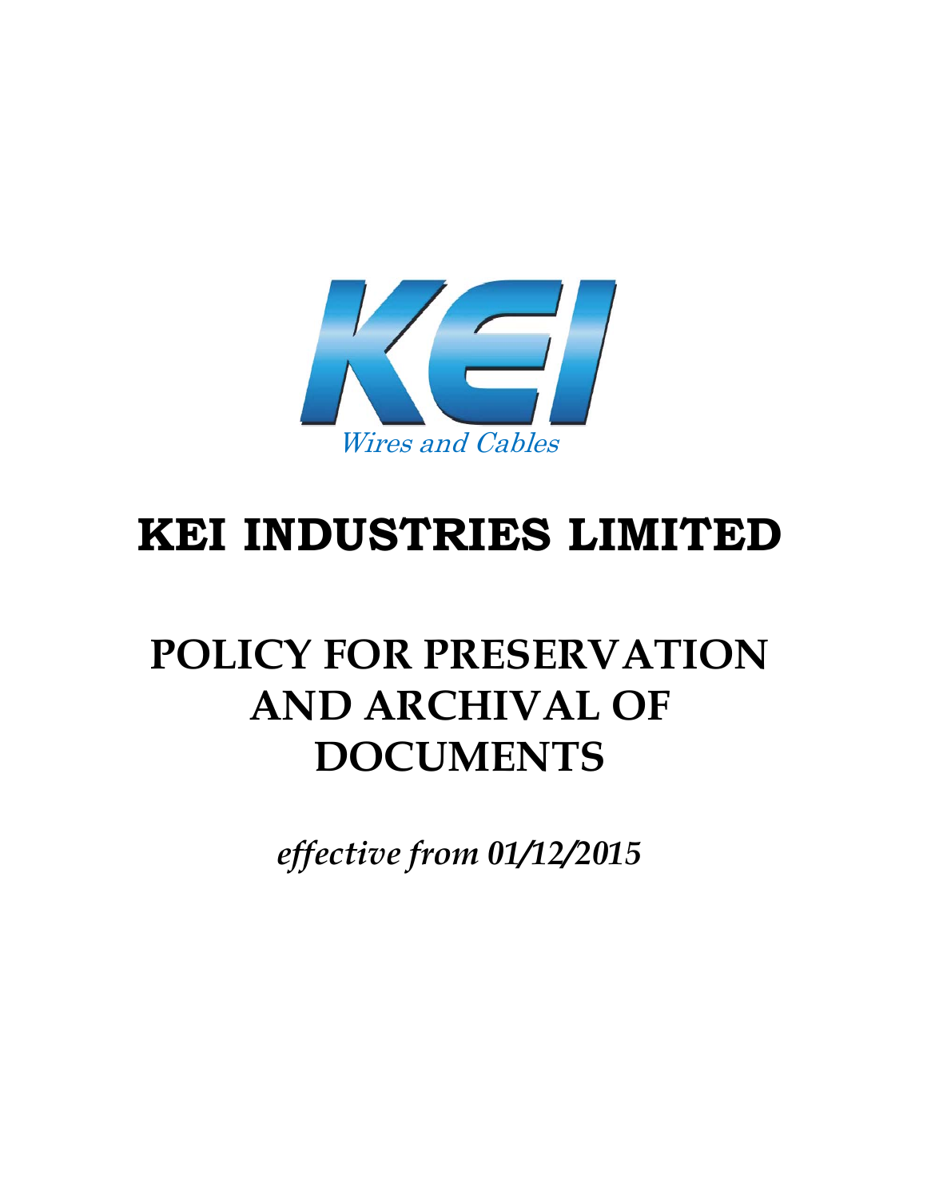KEI

Wires and Cables

# KEI INDUSTRIES LIMITED

# POLICY FOR PRESERVATION AND ARCHIVAL OF DOCUMENTS

*effective from 01/12/2015*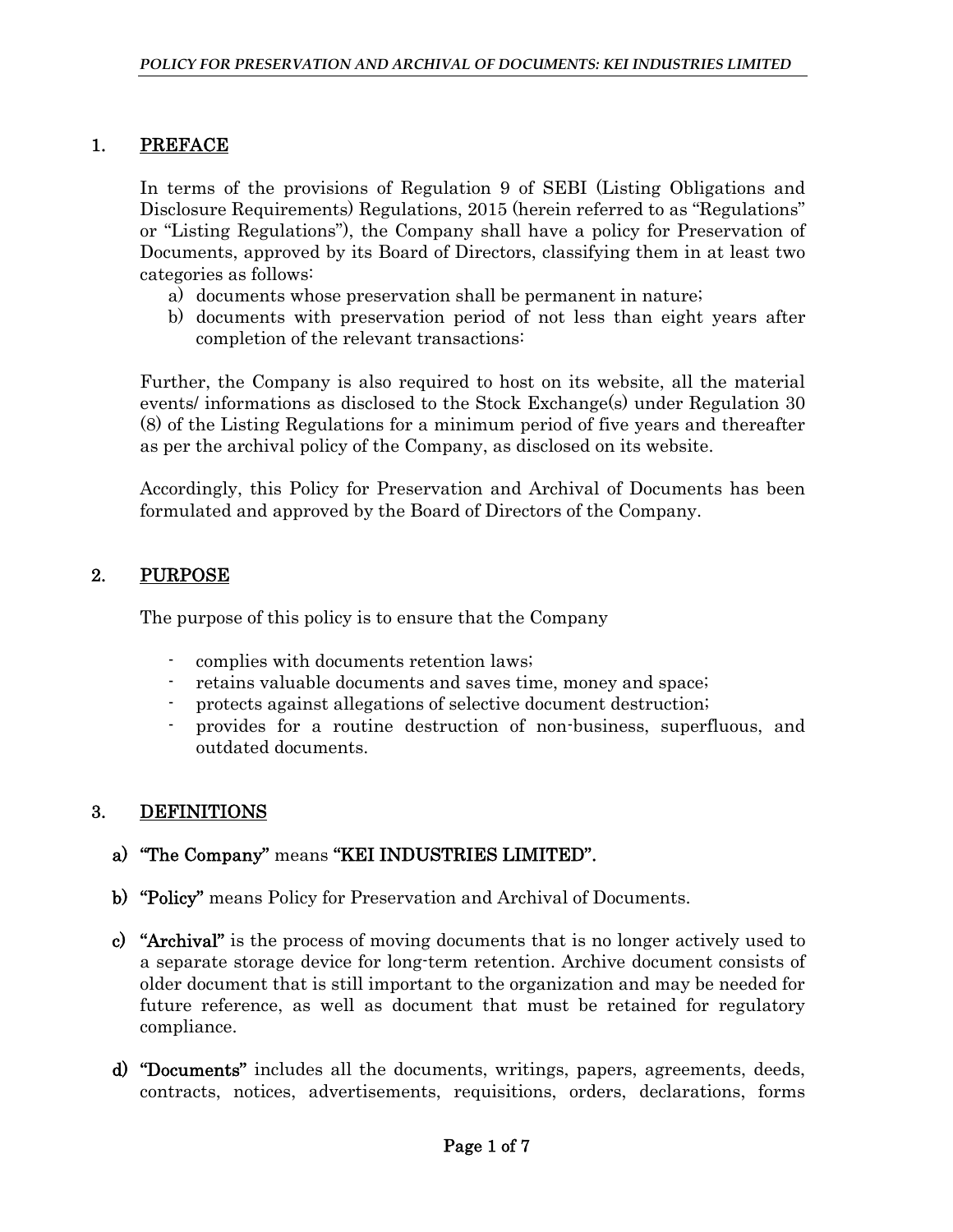## 1. PREFACE

In terms of the provisions of Regulation 9 of SEBI (Listing Obligations and Disclosure Requirements) Regulations, 2015 (herein referred to as "Regulations" or "Listing Regulations"), the Company shall have a policy for Preservation of Documents, approved by its Board of Directors, classifying them in at least two categories as follows:

a) documents whose preservation shall be permanent in nature;
b) documents with preservation period of not less than eight years after completion of the relevant transactions:

Further, the Company is also required to host on its website, all the material events/ informations as disclosed to the Stock Exchange(s) under Regulation 30 (8) of the Listing Regulations for a minimum period of five years and thereafter as per the archival policy of the Company, as disclosed on its website.

Accordingly, this Policy for Preservation and Archival of Documents has been formulated and approved by the Board of Directors of the Company.

## 2. PURPOSE

The purpose of this policy is to ensure that the Company

- complies with documents retention laws;
- retains valuable documents and saves time, money and space;
- protects against allegations of selective document destruction;
- provides for a routine destruction of non-business, superfluous, and outdated documents.

## 3. DEFINITIONS

a) **"The Company"** means **"KEI INDUSTRIES LIMITED".**

b) **"Policy"** means Policy for Preservation and Archival of Documents.

c) **"Archival"** is the process of moving documents that is no longer actively used to a separate storage device for long-term retention. Archive document consists of older document that is still important to the organization and may be needed for future reference, as well as document that must be retained for regulatory compliance.

d) **"Documents"** includes all the documents, writings, papers, agreements, deeds, contracts, notices, advertisements, requisitions, orders, declarations, forms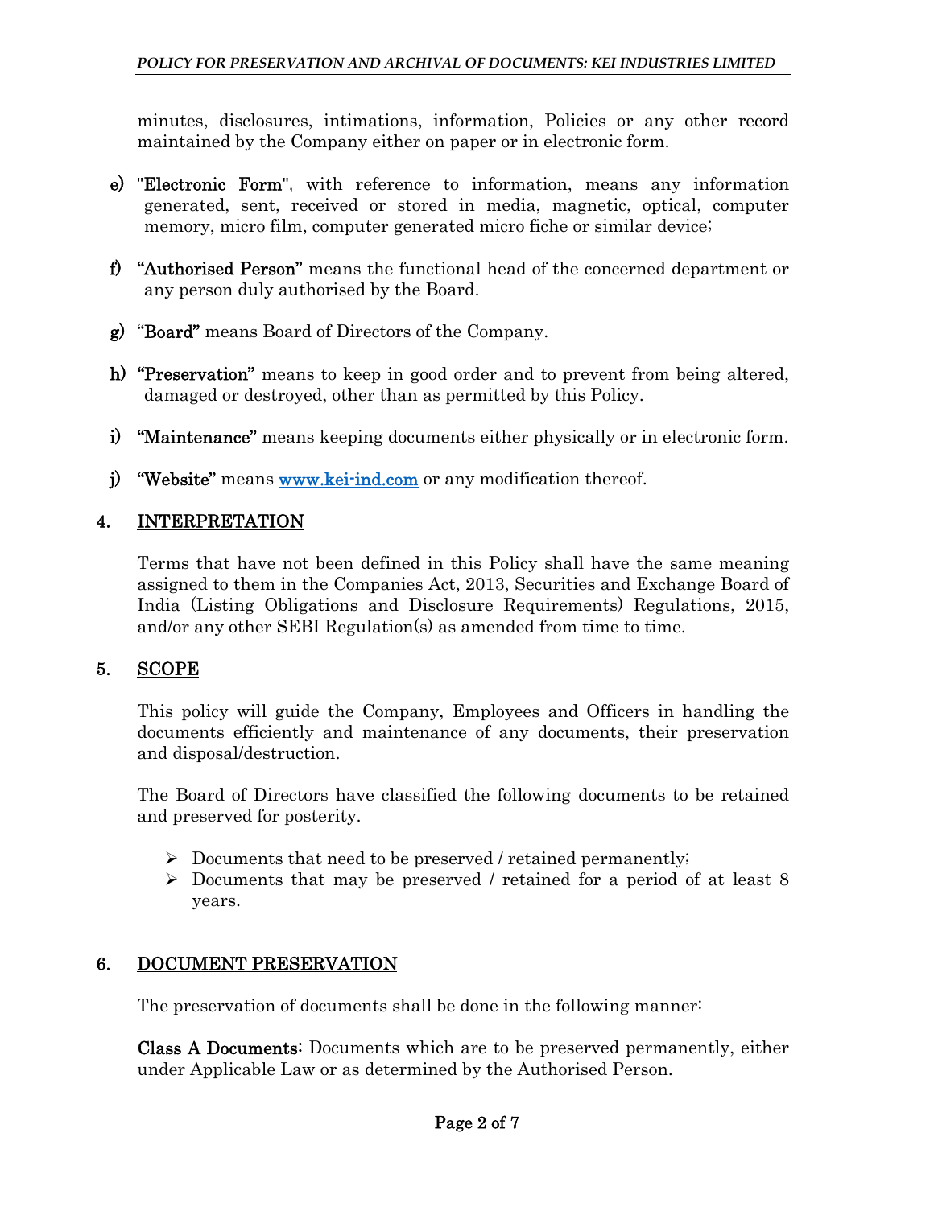minutes, disclosures, intimations, information, Policies or any other record maintained by the Company either on paper or in electronic form.

e) "**Electronic Form**", with reference to information, means any information generated, sent, received or stored in media, magnetic, optical, computer memory, micro film, computer generated micro fiche or similar device;

f) **"Authorised Person"** means the functional head of the concerned department or any person duly authorised by the Board.

g) "**Board"** means Board of Directors of the Company.

h) **"Preservation"** means to keep in good order and to prevent from being altered, damaged or destroyed, other than as permitted by this Policy.

i) **"Maintenance"** means keeping documents either physically or in electronic form.

j) **"Website"** means [www.kei-ind.com](http://www.kei-ind.com) or any modification thereof.

## 4. INTERPRETATION

Terms that have not been defined in this Policy shall have the same meaning assigned to them in the Companies Act, 2013, Securities and Exchange Board of India (Listing Obligations and Disclosure Requirements) Regulations, 2015, and/or any other SEBI Regulation(s) as amended from time to time.

## 5. SCOPE

This policy will guide the Company, Employees and Officers in handling the documents efficiently and maintenance of any documents, their preservation and disposal/destruction.

The Board of Directors have classified the following documents to be retained and preserved for posterity.

- Documents that need to be preserved / retained permanently;
- Documents that may be preserved / retained for a period of at least 8 years.

## 6. DOCUMENT PRESERVATION

The preservation of documents shall be done in the following manner:

**Class A Documents**: Documents which are to be preserved permanently, either under Applicable Law or as determined by the Authorised Person.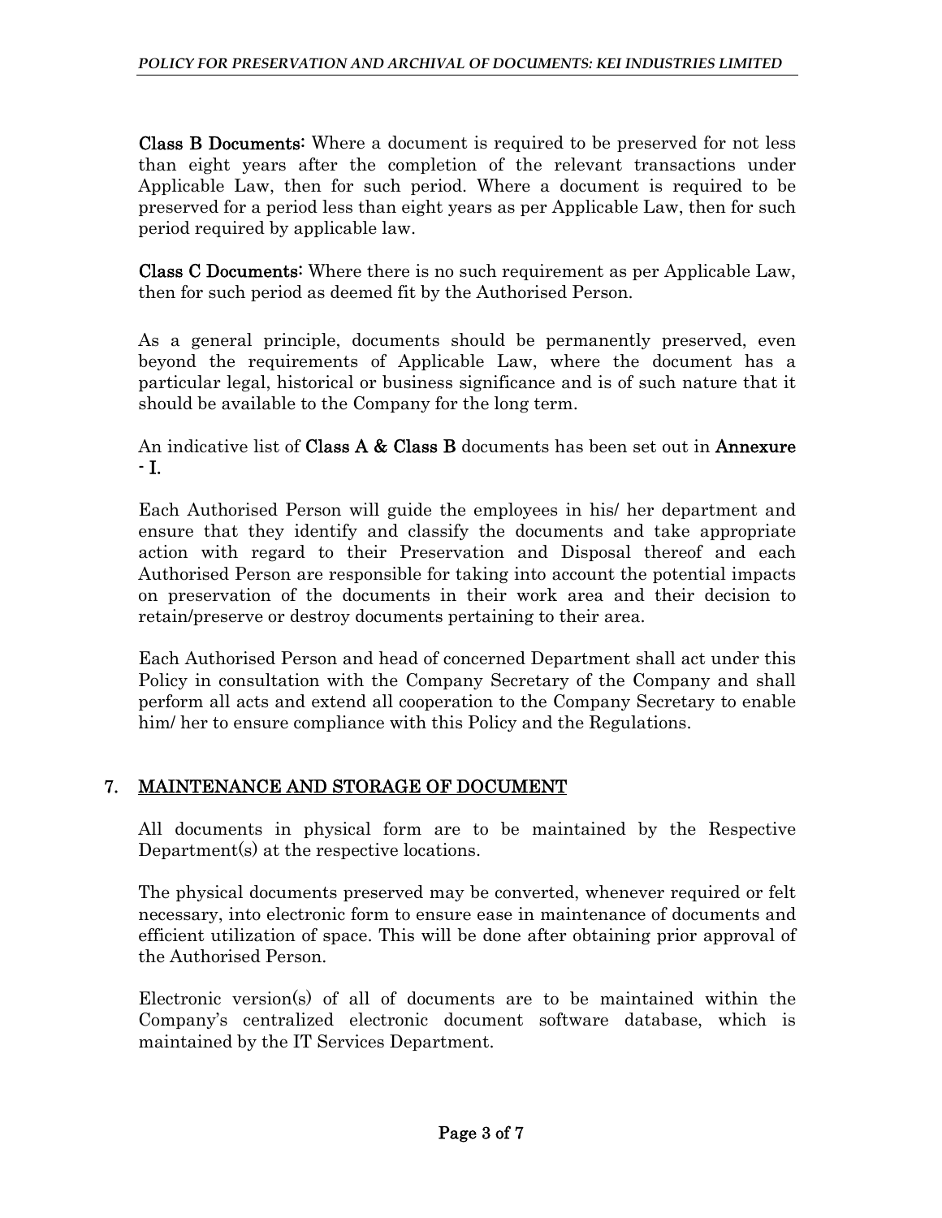**Class B Documents:** Where a document is required to be preserved for not less than eight years after the completion of the relevant transactions under Applicable Law, then for such period. Where a document is required to be preserved for a period less than eight years as per Applicable Law, then for such period required by applicable law.

**Class C Documents:** Where there is no such requirement as per Applicable Law, then for such period as deemed fit by the Authorised Person.

As a general principle, documents should be permanently preserved, even beyond the requirements of Applicable Law, where the document has a particular legal, historical or business significance and is of such nature that it should be available to the Company for the long term.

An indicative list of **Class A & Class B** documents has been set out in **Annexure - I**.

Each Authorised Person will guide the employees in his/ her department and ensure that they identify and classify the documents and take appropriate action with regard to their Preservation and Disposal thereof and each Authorised Person are responsible for taking into account the potential impacts on preservation of the documents in their work area and their decision to retain/preserve or destroy documents pertaining to their area.

Each Authorised Person and head of concerned Department shall act under this Policy in consultation with the Company Secretary of the Company and shall perform all acts and extend all cooperation to the Company Secretary to enable him/ her to ensure compliance with this Policy and the Regulations.

## 7. MAINTENANCE AND STORAGE OF DOCUMENT

All documents in physical form are to be maintained by the Respective Department(s) at the respective locations.

The physical documents preserved may be converted, whenever required or felt necessary, into electronic form to ensure ease in maintenance of documents and efficient utilization of space. This will be done after obtaining prior approval of the Authorised Person.

Electronic version(s) of all of documents are to be maintained within the Company's centralized electronic document software database, which is maintained by the IT Services Department.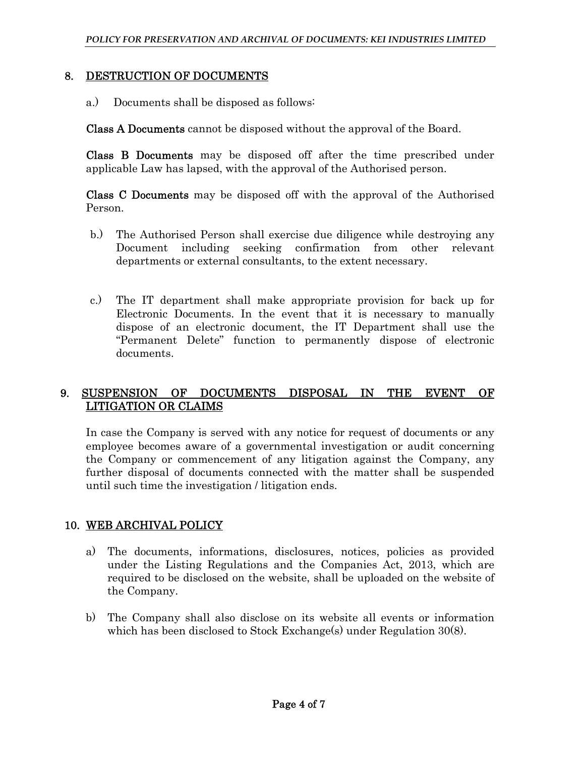## 8. DESTRUCTION OF DOCUMENTS

a.) Documents shall be disposed as follows:

**Class A Documents** cannot be disposed without the approval of the Board.

**Class B Documents** may be disposed off after the time prescribed under applicable Law has lapsed, with the approval of the Authorised person.

**Class C Documents** may be disposed off with the approval of the Authorised Person.

b.) The Authorised Person shall exercise due diligence while destroying any Document including seeking confirmation from other relevant departments or external consultants, to the extent necessary.

c.) The IT department shall make appropriate provision for back up for Electronic Documents. In the event that it is necessary to manually dispose of an electronic document, the IT Department shall use the "Permanent Delete" function to permanently dispose of electronic documents.

## 9. SUSPENSION OF DOCUMENTS DISPOSAL IN THE EVENT OF LITIGATION OR CLAIMS

In case the Company is served with any notice for request of documents or any employee becomes aware of a governmental investigation or audit concerning the Company or commencement of any litigation against the Company, any further disposal of documents connected with the matter shall be suspended until such time the investigation / litigation ends.

## 10. WEB ARCHIVAL POLICY

a) The documents, informations, disclosures, notices, policies as provided under the Listing Regulations and the Companies Act, 2013, which are required to be disclosed on the website, shall be uploaded on the website of the Company.

b) The Company shall also disclose on its website all events or information which has been disclosed to Stock Exchange(s) under Regulation 30(8).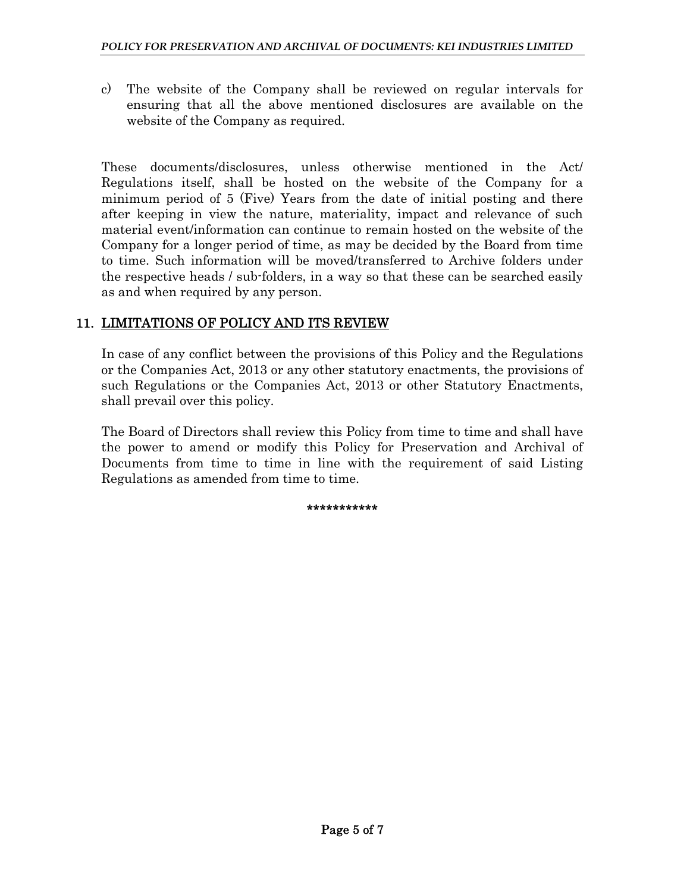c) The website of the Company shall be reviewed on regular intervals for ensuring that all the above mentioned disclosures are available on the website of the Company as required.

These documents/disclosures, unless otherwise mentioned in the Act/ Regulations itself, shall be hosted on the website of the Company for a minimum period of 5 (Five) Years from the date of initial posting and there after keeping in view the nature, materiality, impact and relevance of such material event/information can continue to remain hosted on the website of the Company for a longer period of time, as may be decided by the Board from time to time. Such information will be moved/transferred to Archive folders under the respective heads / sub-folders, in a way so that these can be searched easily as and when required by any person.

## 11. LIMITATIONS OF POLICY AND ITS REVIEW

In case of any conflict between the provisions of this Policy and the Regulations or the Companies Act, 2013 or any other statutory enactments, the provisions of such Regulations or the Companies Act, 2013 or other Statutory Enactments, shall prevail over this policy.

The Board of Directors shall review this Policy from time to time and shall have the power to amend or modify this Policy for Preservation and Archival of Documents from time to time in line with the requirement of said Listing Regulations as amended from time to time.

***********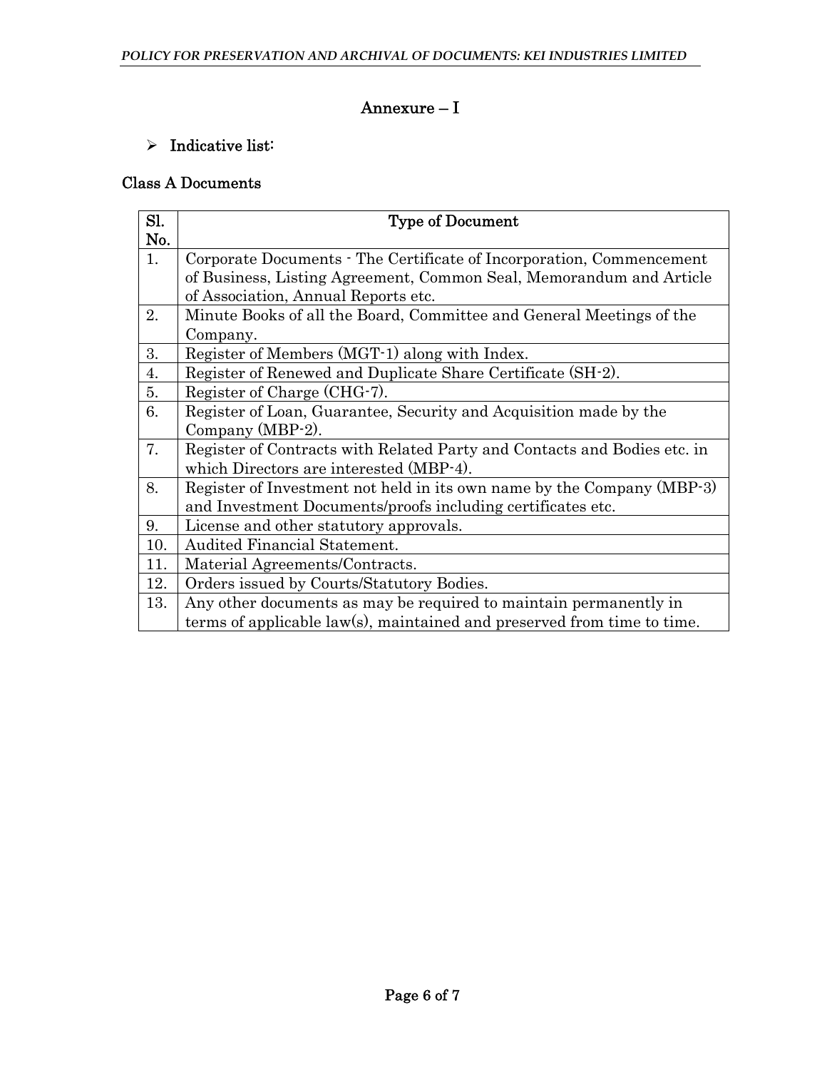## Annexure – I

- **Indicative list:**

### Class A Documents

| Sl. No. | Type of Document |
|---|---|
| 1. | Corporate Documents - The Certificate of Incorporation, Commencement of Business, Listing Agreement, Common Seal, Memorandum and Article of Association, Annual Reports etc. |
| 2. | Minute Books of all the Board, Committee and General Meetings of the Company. |
| 3. | Register of Members (MGT-1) along with Index. |
| 4. | Register of Renewed and Duplicate Share Certificate (SH-2). |
| 5. | Register of Charge (CHG-7). |
| 6. | Register of Loan, Guarantee, Security and Acquisition made by the Company (MBP-2). |
| 7. | Register of Contracts with Related Party and Contacts and Bodies etc. in which Directors are interested (MBP-4). |
| 8. | Register of Investment not held in its own name by the Company (MBP-3) and Investment Documents/proofs including certificates etc. |
| 9. | License and other statutory approvals. |
| 10. | Audited Financial Statement. |
| 11. | Material Agreements/Contracts. |
| 12. | Orders issued by Courts/Statutory Bodies. |
| 13. | Any other documents as may be required to maintain permanently in terms of applicable law(s), maintained and preserved from time to time. |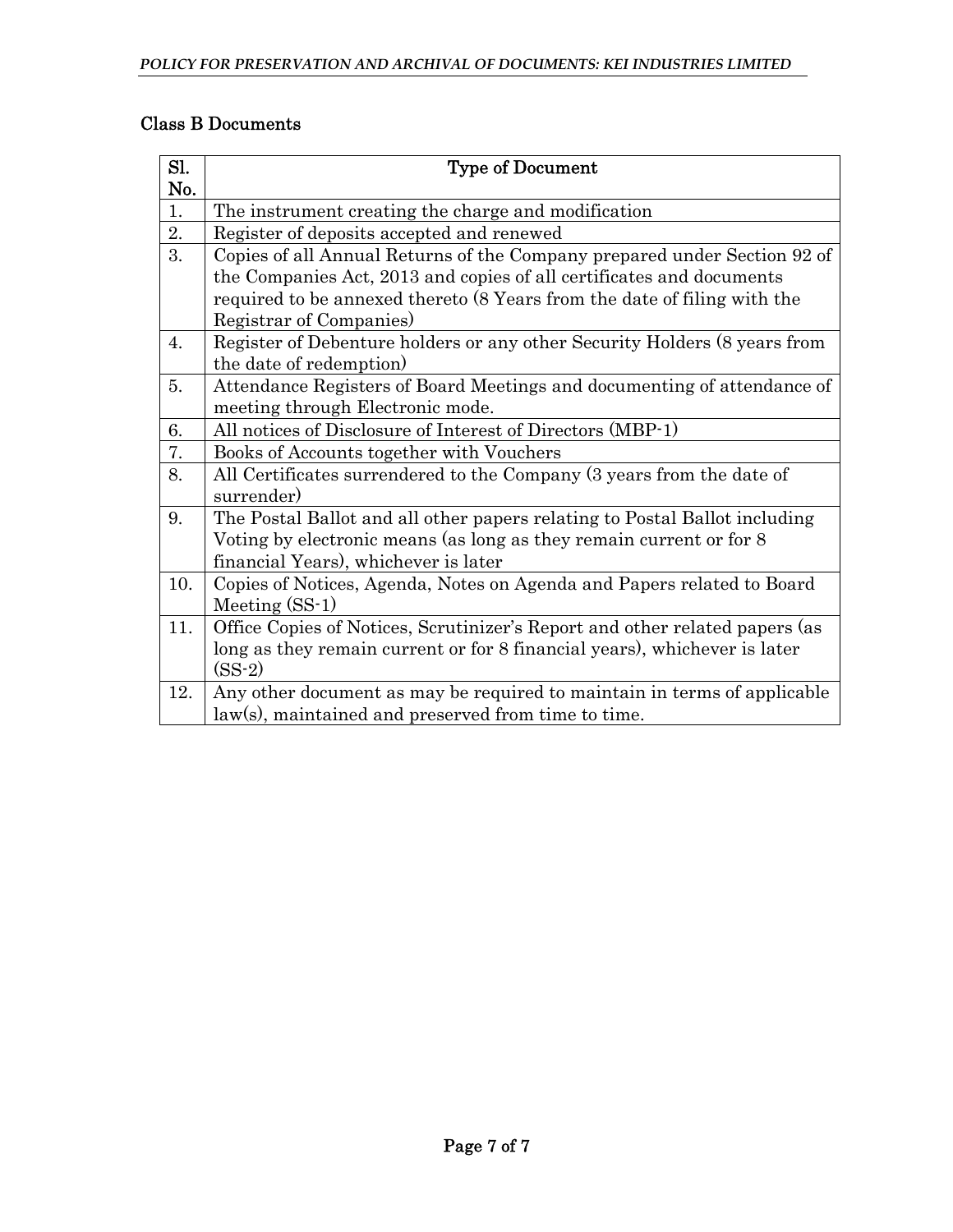### Class B Documents

| Sl. No. | Type of Document |
| --- | --- |
| 1. | The instrument creating the charge and modification |
| 2. | Register of deposits accepted and renewed |
| 3. | Copies of all Annual Returns of the Company prepared under Section 92 of the Companies Act, 2013 and copies of all certificates and documents required to be annexed thereto (8 Years from the date of filing with the Registrar of Companies) |
| 4. | Register of Debenture holders or any other Security Holders (8 years from the date of redemption) |
| 5. | Attendance Registers of Board Meetings and documenting of attendance of meeting through Electronic mode. |
| 6. | All notices of Disclosure of Interest of Directors (MBP-1) |
| 7. | Books of Accounts together with Vouchers |
| 8. | All Certificates surrendered to the Company (3 years from the date of surrender) |
| 9. | The Postal Ballot and all other papers relating to Postal Ballot including Voting by electronic means (as long as they remain current or for 8 financial Years), whichever is later |
| 10. | Copies of Notices, Agenda, Notes on Agenda and Papers related to Board Meeting (SS-1) |
| 11. | Office Copies of Notices, Scrutinizer's Report and other related papers (as long as they remain current or for 8 financial years), whichever is later (SS-2) |
| 12. | Any other document as may be required to maintain in terms of applicable law(s), maintained and preserved from time to time. |